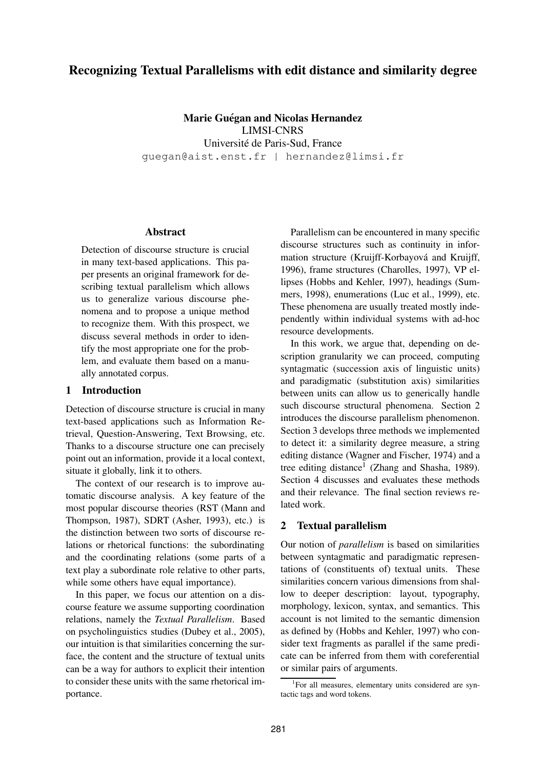# Recognizing Textual Parallelisms with edit distance and similarity degree

**Marie Guégan and Nicolas Hernandez**
LIMSI-CNRS
Université de Paris-Sud, France
guegan@aist.enst.fr | hernandez@limsi.fr

## Abstract

Detection of discourse structure is crucial in many text-based applications. This paper presents an original framework for describing textual parallelism which allows us to generalize various discourse phenomena and to propose a unique method to recognize them. With this prospect, we discuss several methods in order to identify the most appropriate one for the problem, and evaluate them based on a manually annotated corpus.

## 1 Introduction

Detection of discourse structure is crucial in many text-based applications such as Information Retrieval, Question-Answering, Text Browsing, etc. Thanks to a discourse structure one can precisely point out an information, provide it a local context, situate it globally, link it to others.

The context of our research is to improve automatic discourse analysis. A key feature of the most popular discourse theories (RST (Mann and Thompson, 1987), SDRT (Asher, 1993), etc.) is the distinction between two sorts of discourse relations or rhetorical functions: the subordinating and the coordinating relations (some parts of a text play a subordinate role relative to other parts, while some others have equal importance).

In this paper, we focus our attention on a discourse feature we assume supporting coordination relations, namely the *Textual Parallelism*. Based on psycholinguistics studies (Dubey et al., 2005), our intuition is that similarities concerning the surface, the content and the structure of textual units can be a way for authors to explicit their intention to consider these units with the same rhetorical importance.

Parallelism can be encountered in many specific discourse structures such as continuity in information structure (Kruijff-Korbayová and Kruijff, 1996), frame structures (Charolles, 1997), VP ellipses (Hobbs and Kehler, 1997), headings (Summers, 1998), enumerations (Luc et al., 1999), etc. These phenomena are usually treated mostly independently within individual systems with ad-hoc resource developments.

In this work, we argue that, depending on description granularity we can proceed, computing syntagmatic (succession axis of linguistic units) and paradigmatic (substitution axis) similarities between units can allow us to generically handle such discourse structural phenomena. Section 2 introduces the discourse parallelism phenomenon. Section 3 develops three methods we implemented to detect it: a similarity degree measure, a string editing distance (Wagner and Fischer, 1974) and a tree editing distance[1] (Zhang and Shasha, 1989). Section 4 discusses and evaluates these methods and their relevance. The final section reviews related work.

## 2 Textual parallelism

Our notion of *parallelism* is based on similarities between syntagmatic and paradigmatic representations of (constituents of) textual units. These similarities concern various dimensions from shallow to deeper description: layout, typography, morphology, lexicon, syntax, and semantics. This account is not limited to the semantic dimension as defined by (Hobbs and Kehler, 1997) who consider text fragments as parallel if the same predicate can be inferred from them with coreferential or similar pairs of arguments.

[1] For all measures, elementary units considered are syntactic tags and word tokens.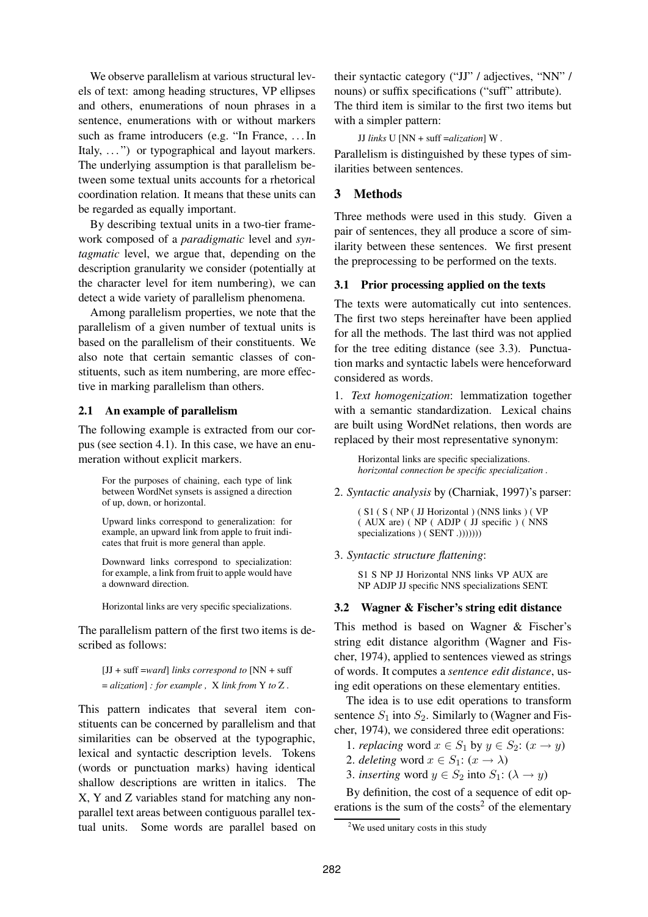We observe parallelism at various structural levels of text: among heading structures, VP ellipses and others, enumerations of noun phrases in a sentence, enumerations with or without markers such as frame introducers (e.g. "In France, ... In Italy, ...") or typographical and layout markers. The underlying assumption is that parallelism between some textual units accounts for a rhetorical coordination relation. It means that these units can be regarded as equally important.

By describing textual units in a two-tier framework composed of a *paradigmatic* level and *syntagmatic* level, we argue that, depending on the description granularity we consider (potentially at the character level for item numbering), we can detect a wide variety of parallelism phenomena.

Among parallelism properties, we note that the parallelism of a given number of textual units is based on the parallelism of their constituents. We also note that certain semantic classes of constituents, such as item numbering, are more effective in marking parallelism than others.

### 2.1 An example of parallelism

The following example is extracted from our corpus (see section 4.1). In this case, we have an enumeration without explicit markers.

> For the purposes of chaining, each type of link between WordNet synsets is assigned a direction of up, down, or horizontal.
>
> Upward links correspond to generalization: for example, an upward link from apple to fruit indicates that fruit is more general than apple.
>
> Downward links correspond to specialization: for example, a link from fruit to apple would have a downward direction.
>
> Horizontal links are very specific specializations.

The parallelism pattern of the first two items is described as follows:

> [JJ + suff =*ward*] *links correspond to* [NN + suff = *alization*] *: for example ,* X *link from* Y *to* Z *.*

This pattern indicates that several item constituents can be concerned by parallelism and that similarities can be observed at the typographic, lexical and syntactic description levels. Tokens (words or punctuation marks) having identical shallow descriptions are written in italics. The X, Y and Z variables stand for matching any non-parallel text areas between contiguous parallel textual units. Some words are parallel based on their syntactic category ("JJ" / adjectives, "NN" / nouns) or suffix specifications ("suff" attribute). The third item is similar to the first two items but with a simpler pattern:

> JJ *links* U [NN + suff =*alization*] W *.*

Parallelism is distinguished by these types of similarities between sentences.

## 3 Methods

Three methods were used in this study. Given a pair of sentences, they all produce a score of similarity between these sentences. We first present the preprocessing to be performed on the texts.

### 3.1 Prior processing applied on the texts

The texts were automatically cut into sentences. The first two steps hereinafter have been applied for all the methods. The last third was not applied for the tree editing distance (see 3.3). Punctuation marks and syntactic labels were henceforward considered as words.

1. *Text homogenization*: lemmatization together with a semantic standardization. Lexical chains are built using WordNet relations, then words are replaced by their most representative synonym:

> Horizontal links are specific specializations.
> *horizontal connection be specific specialization .*

2. *Syntactic analysis* by (Charniak, 1997)'s parser:

> ( S1 ( S ( NP ( JJ Horizontal ) (NNS links ) ( VP ( AUX are) ( NP ( ADJP ( JJ specific ) ( NNS specializations ) ( SENT .)))))))

3. *Syntactic structure flattening*:

> S1 S NP JJ Horizontal NNS links VP AUX are NP ADJP JJ specific NNS specializations SENT.

### 3.2 Wagner & Fischer's string edit distance

This method is based on Wagner & Fischer's string edit distance algorithm (Wagner and Fischer, 1974), applied to sentences viewed as strings of words. It computes a *sentence edit distance*, using edit operations on these elementary entities.

The idea is to use edit operations to transform sentence $S_1$ into $S_2$. Similarly to (Wagner and Fischer, 1974), we considered three edit operations:

1. *replacing* word $x \in S_1$ by $y \in S_2$: $(x \rightarrow y)$
2. *deleting* word $x \in S_1$: $(x \rightarrow \lambda)$
3. *inserting* word $y \in S_2$ into $S_1$: $(\lambda \rightarrow y)$

By definition, the cost of a sequence of edit operations is the sum of the costs[2] of the elementary

[2] We used unitary costs in this study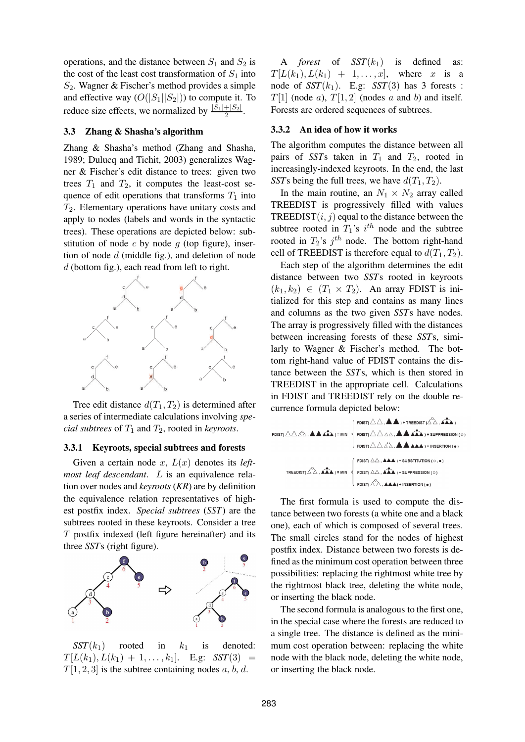operations, and the distance between $S_1$ and $S_2$ is the cost of the least cost transformation of $S_1$ into $S_2$. Wagner & Fischer's method provides a simple and effective way ($O(|S_1||S_2|)$) to compute it. To reduce size effects, we normalized by $\frac{|S_1|+|S_2|}{2}$.

### 3.3 Zhang & Shasha's algorithm

Zhang & Shasha's method (Zhang and Shasha, 1989; Dulucq and Tichit, 2003) generalizes Wagner & Fischer's edit distance to trees: given two trees $T_1$ and $T_2$, it computes the least-cost sequence of edit operations that transforms $T_1$ into $T_2$. Elementary operations have unitary costs and apply to nodes (labels and words in the syntactic trees). These operations are depicted below: substitution of node $c$ by node $g$ (top figure), insertion of node $d$ (middle fig.), and deletion of node $d$ (bottom fig.), each read from left to right.

Tree edit distance $d(T_1, T_2)$ is determined after a series of intermediate calculations involving *special subtrees* of $T_1$ and $T_2$, rooted in *keyroots*.

#### 3.3.1 Keyroots, special subtrees and forests

Given a certain node $x$, $L(x)$ denotes its *leftmost leaf descendant*. $L$ is an equivalence relation over nodes and *keyroots* (*KR*) are by definition the equivalence relation representatives of highest postfix index. *Special subtrees* (*SST*) are the subtrees rooted in these keyroots. Consider a tree $T$ postfix indexed (left figure hereinafter) and its three *SST*s (right figure).

$SST(k_1)$ rooted in $k_1$ is denoted: $T[L(k_1), L(k_1) + 1, \ldots, k_1]$. E.g: $SST(3) = T[1, 2, 3]$ is the subtree containing nodes $a$, $b$, $d$.

A *forest* of $SST(k_1)$ is defined as: $T[L(k_1), L(k_1) + 1, \ldots, x]$, where $x$ is a node of $SST(k_1)$. E.g: $SST(3)$ has 3 forests : $T[1]$ (node $a$), $T[1, 2]$ (nodes $a$ and $b$) and itself. Forests are ordered sequences of subtrees.

#### 3.3.2 An idea of how it works

The algorithm computes the distance between all pairs of *SST*s taken in $T_1$ and $T_2$, rooted in increasingly-indexed keyroots. In the end, the last *SST*s being the full trees, we have $d(T_1, T_2)$.

In the main routine, an $N_1 \times N_2$ array called TREEDIST is progressively filled with values TREEDIST$(i, j)$ equal to the distance between the subtree rooted in $T_1$'s $i^{th}$ node and the subtree rooted in $T_2$'s $j^{th}$ node. The bottom right-hand cell of TREEDIST is therefore equal to $d(T_1, T_2)$.

Each step of the algorithm determines the edit distance between two *SST*s rooted in keyroots $(k_1, k_2) \in (T_1 \times T_2)$. An array FDIST is initialized for this step and contains as many lines and columns as the two given *SST*s have nodes. The array is progressively filled with the distances between increasing forests of these *SST*s, similarly to Wagner & Fischer's method. The bottom right-hand value of FDIST contains the distance between the *SST*s, which is then stored in TREEDIST in the appropriate cell. Calculations in FDIST and TREEDIST rely on the double recurrence formula depicted below:

The first formula is used to compute the distance between two forests (a white one and a black one), each of which is composed of several trees. The small circles stand for the nodes of highest postfix index. Distance between two forests is defined as the minimum cost operation between three possibilities: replacing the rightmost white tree by the rightmost black tree, deleting the white node, or inserting the black node.

The second formula is analogous to the first one, in the special case where the forests are reduced to a single tree. The distance is defined as the minimum cost operation between: replacing the white node with the black node, deleting the white node, or inserting the black node.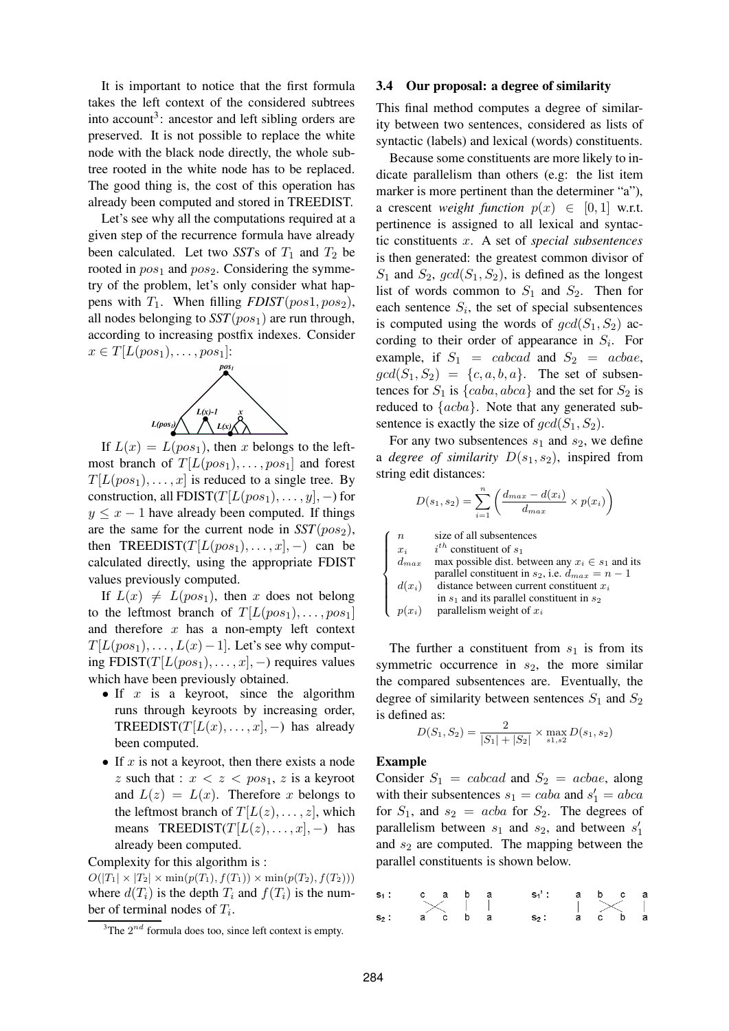It is important to notice that the first formula takes the left context of the considered subtrees into account[3]: ancestor and left sibling orders are preserved. It is not possible to replace the white node with the black node directly, the whole subtree rooted in the white node has to be replaced. The good thing is, the cost of this operation has already been computed and stored in TREEDIST.

Let's see why all the computations required at a given step of the recurrence formula have already been calculated. Let two *SST*s of $T_1$ and $T_2$ be rooted in $pos_1$ and $pos_2$. Considering the symmetry of the problem, let's only consider what happens with $T_1$. When filling *FDIST*$(pos1, pos_2)$, all nodes belonging to *SST*$(pos_1)$ are run through, according to increasing postfix indexes. Consider $x \in T[L(pos_1), \ldots, pos_1]$:

If $L(x) = L(pos_1)$, then $x$ belongs to the leftmost branch of $T[L(pos_1), \ldots, pos_1]$ and forest $T[L(pos_1), \ldots, x]$ is reduced to a single tree. By construction, all FDIST$(T[L(pos_1), \ldots, y], -)$ for $y \leq x - 1$ have already been computed. If things are the same for the current node in *SST*$(pos_2)$, then TREEDIST$(T[L(pos_1), \ldots, x], -)$ can be calculated directly, using the appropriate FDIST values previously computed.

If $L(x) \neq L(pos_1)$, then $x$ does not belong to the leftmost branch of $T[L(pos_1), \ldots, pos_1]$ and therefore $x$ has a non-empty left context $T[L(pos_1), \ldots, L(x) - 1]$. Let's see why computing FDIST$(T[L(pos_1), \ldots, x], -)$ requires values which have been previously obtained.

- If $x$ is a keyroot, since the algorithm runs through keyroots by increasing order, TREEDIST$(T[L(x), \ldots, x], -)$ has already been computed.
- If $x$ is not a keyroot, then there exists a node $z$ such that : $x < z < pos_1$, $z$ is a keyroot and $L(z) = L(x)$. Therefore $x$ belongs to the leftmost branch of $T[L(z), \ldots, z]$, which means TREEDIST$(T[L(z), \ldots, x], -)$ has already been computed.

Complexity for this algorithm is :
$O(|T_1| \times |T_2| \times \min(p(T_1), f(T_1)) \times \min(p(T_2), f(T_2)))$ where $d(T_i)$ is the depth $T_i$ and $f(T_i)$ is the number of terminal nodes of $T_i$.

[3] The $2^{nd}$ formula does too, since left context is empty.

### 3.4 Our proposal: a degree of similarity

This final method computes a degree of similarity between two sentences, considered as lists of syntactic (labels) and lexical (words) constituents.

Because some constituents are more likely to indicate parallelism than others (e.g: the list item marker is more pertinent than the determiner "a"), a crescent *weight function* $p(x) \in [0, 1]$ w.r.t. pertinence is assigned to all lexical and syntactic constituents $x$. A set of *special subsentences* is then generated: the greatest common divisor of $S_1$ and $S_2$, $gcd(S_1, S_2)$, is defined as the longest list of words common to $S_1$ and $S_2$. Then for each sentence $S_i$, the set of special subsentences is computed using the words of $gcd(S_1, S_2)$ according to their order of appearance in $S_i$. For example, if $S_1 = cabcad$ and $S_2 = acbae$, $gcd(S_1, S_2) = \{c, a, b, a\}$. The set of subsentences for $S_1$ is $\{caba, abca\}$ and the set for $S_2$ is reduced to $\{acba\}$. Note that any generated subsentence is exactly the size of $gcd(S_1, S_2)$.

For any two subsentences $s_1$ and $s_2$, we define a *degree of similarity* $D(s_1, s_2)$, inspired from string edit distances:

$$D(s_1, s_2) = \sum_{i=1}^{n} \left( \frac{d_{max} - d(x_i)}{d_{max}} \times p(x_i) \right)$$

$$\begin{cases} n & \text{size of all subsentences} \\ x_i & i^{th} \text{ constituent of } s_1 \\ d_{max} & \text{max possible dist. between any } x_i \in s_1 \text{ and its parallel constituent in } s_2 \text{, i.e. } d_{max} = n - 1 \\ d(x_i) & \text{distance between current constituent } x_i \text{ in } s_1 \text{ and its parallel constituent in } s_2 \\ p(x_i) & \text{parallelism weight of } x_i \end{cases}$$

The further a constituent from $s_1$ is from its symmetric occurrence in $s_2$, the more similar the compared subsentences are. Eventually, the degree of similarity between sentences $S_1$ and $S_2$ is defined as:

$$D(S_1, S_2) = \frac{2}{|S_1| + |S_2|} \times \max_{s1, s2} D(s_1, s_2)$$

**Example**

Consider $S_1 = cabcad$ and $S_2 = acbae$, along with their subsentences $s_1 = caba$ and $s_1' = abca$ for $S_1$, and $s_2 = acba$ for $S_2$. The degrees of parallelism between $s_1$ and $s_2$, and between $s_1'$ and $s_2$ are computed. The mapping between the parallel constituents is shown below.

```
s1 :  c  a  b  a        s1' :  a  b  c  a
       \/   |  |               |   \/   |
       /\   |  |               |   /\   |
s2 :  a  c  b  a        s2 :   a  c  b  a
```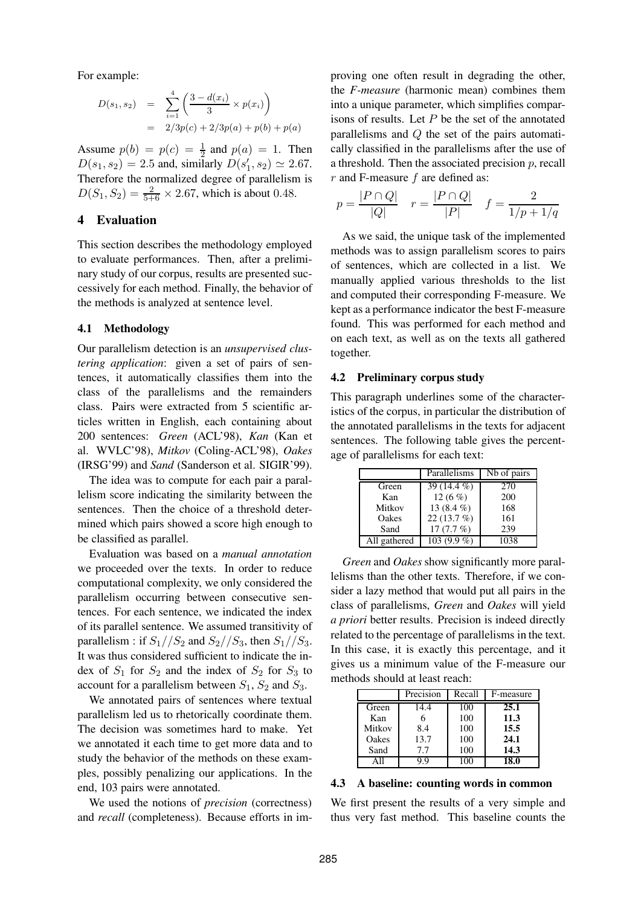For example:

$$
\begin{aligned}
D(s_1, s_2) &= \sum_{i=1}^{4} \left( \frac{3 - d(x_i)}{3} \times p(x_i) \right) \\
&= 2/3p(c) + 2/3p(a) + p(b) + p(a)
\end{aligned}
$$

Assume $p(b) = p(c) = \frac{1}{2}$ and $p(a) = 1$. Then $D(s_1, s_2) = 2.5$ and, similarly $D(s'_1, s_2) \simeq 2.67$. Therefore the normalized degree of parallelism is $D(S_1, S_2) = \frac{2}{5+6} \times 2.67$, which is about 0.48.

## 4 Evaluation

This section describes the methodology employed to evaluate performances. Then, after a preliminary study of our corpus, results are presented successively for each method. Finally, the behavior of the methods is analyzed at sentence level.

### 4.1 Methodology

Our parallelism detection is an *unsupervised clustering application*: given a set of pairs of sentences, it automatically classifies them into the class of the parallelisms and the remainders class. Pairs were extracted from 5 scientific articles written in English, each containing about 200 sentences: *Green* (ACL'98), *Kan* (Kan et al. WVLC'98), *Mitkov* (Coling-ACL'98), *Oakes* (IRSG'99) and *Sand* (Sanderson et al. SIGIR'99).

The idea was to compute for each pair a parallelism score indicating the similarity between the sentences. Then the choice of a threshold determined which pairs showed a score high enough to be classified as parallel.

Evaluation was based on a *manual annotation* we proceeded over the texts. In order to reduce computational complexity, we only considered the parallelism occurring between consecutive sentences. For each sentence, we indicated the index of its parallel sentence. We assumed transitivity of parallelism : if $S_1//S_2$ and $S_2//S_3$, then $S_1//S_3$. It was thus considered sufficient to indicate the index of $S_1$ for $S_2$ and the index of $S_2$ for $S_3$ to account for a parallelism between $S_1$, $S_2$ and $S_3$.

We annotated pairs of sentences where textual parallelism led us to rhetorically coordinate them. The decision was sometimes hard to make. Yet we annotated it each time to get more data and to study the behavior of the methods on these examples, possibly penalizing our applications. In the end, 103 pairs were annotated.

We used the notions of *precision* (correctness) and *recall* (completeness). Because efforts in improving one often result in degrading the other, the *F-measure* (harmonic mean) combines them into a unique parameter, which simplifies comparisons of results. Let $P$ be the set of the annotated parallelisms and $Q$ the set of the pairs automatically classified in the parallelisms after the use of a threshold. Then the associated precision $p$, recall $r$ and F-measure $f$ are defined as:

$$
p = \frac{|P \cap Q|}{|Q|} \quad r = \frac{|P \cap Q|}{|P|} \quad f = \frac{2}{1/p + 1/q}
$$

As we said, the unique task of the implemented methods was to assign parallelism scores to pairs of sentences, which are collected in a list. We manually applied various thresholds to the list and computed their corresponding F-measure. We kept as a performance indicator the best F-measure found. This was performed for each method and on each text, as well as on the texts all gathered together.

### 4.2 Preliminary corpus study

This paragraph underlines some of the characteristics of the corpus, in particular the distribution of the annotated parallelisms in the texts for adjacent sentences. The following table gives the percentage of parallelisms for each text:

| | Parallelisms | Nb of pairs |
|---|---|---|
| Green | 39 (14.4 %) | 270 |
| Kan | 12 (6 %) | 200 |
| Mitkov | 13 (8.4 %) | 168 |
| Oakes | 22 (13.7 %) | 161 |
| Sand | 17 (7.7 %) | 239 |
| All gathered | 103 (9.9 %) | 1038 |

*Green* and *Oakes* show significantly more parallelisms than the other texts. Therefore, if we consider a lazy method that would put all pairs in the class of parallelisms, *Green* and *Oakes* will yield *a priori* better results. Precision is indeed directly related to the percentage of parallelisms in the text. In this case, it is exactly this percentage, and it gives us a minimum value of the F-measure our methods should at least reach:

| | Precision | Recall | F-measure |
|---|---|---|---|
| Green | 14.4 | 100 | **25.1** |
| Kan | 6 | 100 | **11.3** |
| Mitkov | 8.4 | 100 | **15.5** |
| Oakes | 13.7 | 100 | **24.1** |
| Sand | 7.7 | 100 | **14.3** |
| All | 9.9 | 100 | **18.0** |

### 4.3 A baseline: counting words in common

We first present the results of a very simple and thus very fast method. This baseline counts the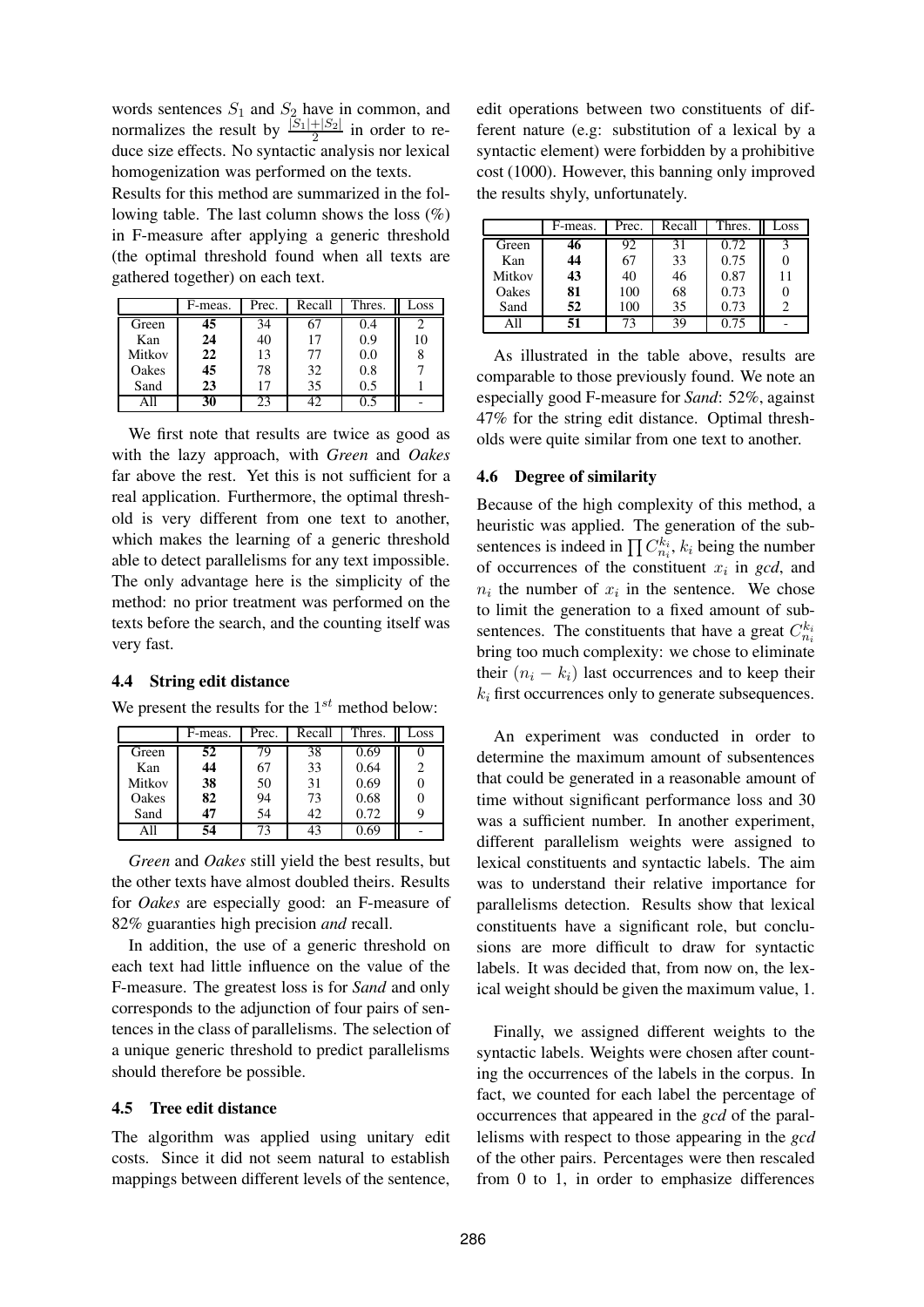words sentences $S_1$ and $S_2$ have in common, and normalizes the result by $\frac{|S_1|+|S_2|}{2}$ in order to reduce size effects. No syntactic analysis nor lexical homogenization was performed on the texts.

Results for this method are summarized in the following table. The last column shows the loss (%) in F-measure after applying a generic threshold (the optimal threshold found when all texts are gathered together) on each text.

| | F-meas. | Prec. | Recall | Thres. | Loss |
|---|---|---|---|---|---|
| Green | **45** | 34 | 67 | 0.4 | 2 |
| Kan | **24** | 40 | 17 | 0.9 | 10 |
| Mitkov | **22** | 13 | 77 | 0.0 | 8 |
| Oakes | **45** | 78 | 32 | 0.8 | 7 |
| Sand | **23** | 17 | 35 | 0.5 | 1 |
| All | **30** | 23 | 42 | 0.5 | - |

We first note that results are twice as good as with the lazy approach, with *Green* and *Oakes* far above the rest. Yet this is not sufficient for a real application. Furthermore, the optimal threshold is very different from one text to another, which makes the learning of a generic threshold able to detect parallelisms for any text impossible. The only advantage here is the simplicity of the method: no prior treatment was performed on the texts before the search, and the counting itself was very fast.

### 4.4 String edit distance

We present the results for the $1^{st}$ method below:

| | F-meas. | Prec. | Recall | Thres. | Loss |
|---|---|---|---|---|---|
| Green | **52** | 79 | 38 | 0.69 | 0 |
| Kan | **44** | 67 | 33 | 0.64 | 2 |
| Mitkov | **38** | 50 | 31 | 0.69 | 0 |
| Oakes | **82** | 94 | 73 | 0.68 | 0 |
| Sand | **47** | 54 | 42 | 0.72 | 9 |
| All | **54** | 73 | 43 | 0.69 | - |

*Green* and *Oakes* still yield the best results, but the other texts have almost doubled theirs. Results for *Oakes* are especially good: an F-measure of 82% guaranties high precision *and* recall.

In addition, the use of a generic threshold on each text had little influence on the value of the F-measure. The greatest loss is for *Sand* and only corresponds to the adjunction of four pairs of sentences in the class of parallelisms. The selection of a unique generic threshold to predict parallelisms should therefore be possible.

### 4.5 Tree edit distance

The algorithm was applied using unitary edit costs. Since it did not seem natural to establish mappings between different levels of the sentence, edit operations between two constituents of different nature (e.g: substitution of a lexical by a syntactic element) were forbidden by a prohibitive cost (1000). However, this banning only improved the results shyly, unfortunately.

| | F-meas. | Prec. | Recall | Thres. | Loss |
|---|---|---|---|---|---|
| Green | **46** | 92 | 31 | 0.72 | 3 |
| Kan | **44** | 67 | 33 | 0.75 | 0 |
| Mitkov | **43** | 40 | 46 | 0.87 | 11 |
| Oakes | **81** | 100 | 68 | 0.73 | 0 |
| Sand | **52** | 100 | 35 | 0.73 | 2 |
| All | **51** | 73 | 39 | 0.75 | - |

As illustrated in the table above, results are comparable to those previously found. We note an especially good F-measure for *Sand*: 52%, against 47% for the string edit distance. Optimal thresholds were quite similar from one text to another.

### 4.6 Degree of similarity

Because of the high complexity of this method, a heuristic was applied. The generation of the subsentences is indeed in $\prod C_{n_i}^{k_i}$, $k_i$ being the number of occurrences of the constituent $x_i$ in *gcd*, and $n_i$ the number of $x_i$ in the sentence. We chose to limit the generation to a fixed amount of subsentences. The constituents that have a great $C_{n_i}^{k_i}$ bring too much complexity: we chose to eliminate their $(n_i - k_i)$ last occurrences and to keep their $k_i$ first occurrences only to generate subsequences.

An experiment was conducted in order to determine the maximum amount of subsentences that could be generated in a reasonable amount of time without significant performance loss and 30 was a sufficient number. In another experiment, different parallelism weights were assigned to lexical constituents and syntactic labels. The aim was to understand their relative importance for parallelisms detection. Results show that lexical constituents have a significant role, but conclusions are more difficult to draw for syntactic labels. It was decided that, from now on, the lexical weight should be given the maximum value, 1.

Finally, we assigned different weights to the syntactic labels. Weights were chosen after counting the occurrences of the labels in the corpus. In fact, we counted for each label the percentage of occurrences that appeared in the *gcd* of the parallelisms with respect to those appearing in the *gcd* of the other pairs. Percentages were then rescaled from 0 to 1, in order to emphasize differences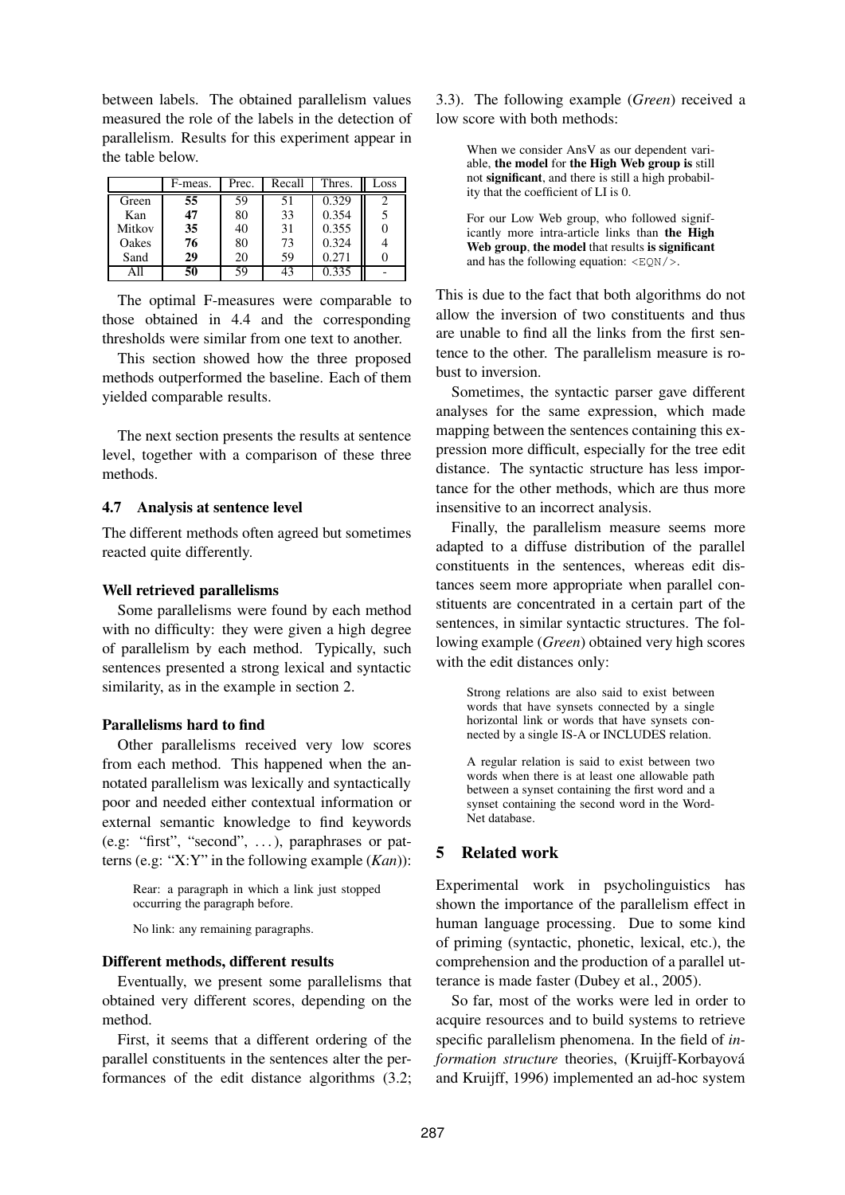between labels. The obtained parallelism values measured the role of the labels in the detection of parallelism. Results for this experiment appear in the table below.

| | F-meas. | Prec. | Recall | Thres. | Loss |
|---|---|---|---|---|---|
| Green | **55** | 59 | 51 | 0.329 | 2 |
| Kan | **47** | 80 | 33 | 0.354 | 5 |
| Mitkov | **35** | 40 | 31 | 0.355 | 0 |
| Oakes | **76** | 80 | 73 | 0.324 | 4 |
| Sand | **29** | 20 | 59 | 0.271 | 0 |
| All | **50** | 59 | 43 | 0.335 | - |

The optimal F-measures were comparable to those obtained in 4.4 and the corresponding thresholds were similar from one text to another.

This section showed how the three proposed methods outperformed the baseline. Each of them yielded comparable results.

The next section presents the results at sentence level, together with a comparison of these three methods.

### 4.7 Analysis at sentence level

The different methods often agreed but sometimes reacted quite differently.

**Well retrieved parallelisms**

Some parallelisms were found by each method with no difficulty: they were given a high degree of parallelism by each method. Typically, such sentences presented a strong lexical and syntactic similarity, as in the example in section 2.

**Parallelisms hard to find**

Other parallelisms received very low scores from each method. This happened when the annotated parallelism was lexically and syntactically poor and needed either contextual information or external semantic knowledge to find keywords (e.g: "first", "second", ...), paraphrases or patterns (e.g: "X:Y" in the following example (*Kan*)):

> Rear: a paragraph in which a link just stopped occurring the paragraph before.
>
> No link: any remaining paragraphs.

**Different methods, different results**

Eventually, we present some parallelisms that obtained very different scores, depending on the method.

First, it seems that a different ordering of the parallel constituents in the sentences alter the performances of the edit distance algorithms (3.2; 3.3). The following example (*Green*) received a low score with both methods:

> When we consider AnsV as our dependent variable, **the model** for **the High Web group is** still not **significant**, and there is still a high probability that the coefficient of LI is 0.
>
> For our Low Web group, who followed significantly more intra-article links than **the High Web group**, **the model** that results **is significant** and has the following equation: `<EQN/>`.

This is due to the fact that both algorithms do not allow the inversion of two constituents and thus are unable to find all the links from the first sentence to the other. The parallelism measure is robust to inversion.

Sometimes, the syntactic parser gave different analyses for the same expression, which made mapping between the sentences containing this expression more difficult, especially for the tree edit distance. The syntactic structure has less importance for the other methods, which are thus more insensitive to an incorrect analysis.

Finally, the parallelism measure seems more adapted to a diffuse distribution of the parallel constituents in the sentences, whereas edit distances seem more appropriate when parallel constituents are concentrated in a certain part of the sentences, in similar syntactic structures. The following example (*Green*) obtained very high scores with the edit distances only:

> Strong relations are also said to exist between words that have synsets connected by a single horizontal link or words that have synsets connected by a single IS-A or INCLUDES relation.
>
> A regular relation is said to exist between two words when there is at least one allowable path between a synset containing the first word and a synset containing the second word in the WordNet database.

## 5 Related work

Experimental work in psycholinguistics has shown the importance of the parallelism effect in human language processing. Due to some kind of priming (syntactic, phonetic, lexical, etc.), the comprehension and the production of a parallel utterance is made faster (Dubey et al., 2005).

So far, most of the works were led in order to acquire resources and to build systems to retrieve specific parallelism phenomena. In the field of *information structure* theories, (Kruijff-Korbayová and Kruijff, 1996) implemented an ad-hoc system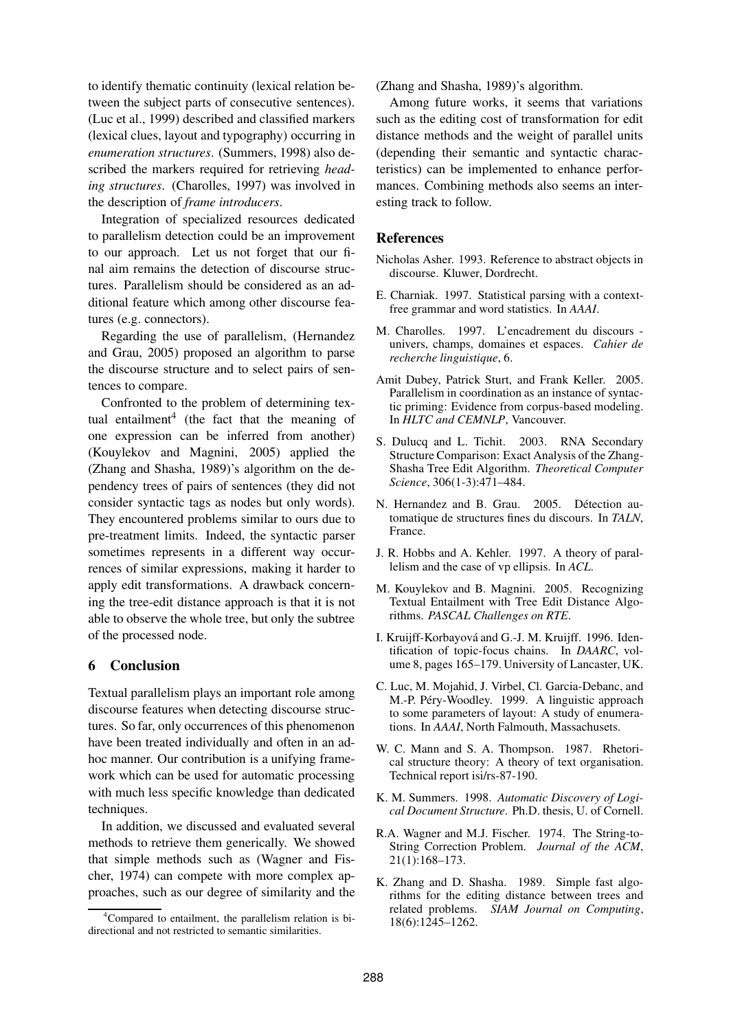to identify thematic continuity (lexical relation between the subject parts of consecutive sentences). (Luc et al., 1999) described and classified markers (lexical clues, layout and typography) occurring in *enumeration structures*. (Summers, 1998) also described the markers required for retrieving *heading structures*. (Charolles, 1997) was involved in the description of *frame introducers*.

Integration of specialized resources dedicated to parallelism detection could be an improvement to our approach. Let us not forget that our final aim remains the detection of discourse structures. Parallelism should be considered as an additional feature which among other discourse features (e.g. connectors).

Regarding the use of parallelism, (Hernandez and Grau, 2005) proposed an algorithm to parse the discourse structure and to select pairs of sentences to compare.

Confronted to the problem of determining textual entailment[4] (the fact that the meaning of one expression can be inferred from another) (Kouylekov and Magnini, 2005) applied the (Zhang and Shasha, 1989)'s algorithm on the dependency trees of pairs of sentences (they did not consider syntactic tags as nodes but only words). They encountered problems similar to ours due to pre-treatment limits. Indeed, the syntactic parser sometimes represents in a different way occurrences of similar expressions, making it harder to apply edit transformations. A drawback concerning the tree-edit distance approach is that it is not able to observe the whole tree, but only the subtree of the processed node.

## 6 Conclusion

Textual parallelism plays an important role among discourse features when detecting discourse structures. So far, only occurrences of this phenomenon have been treated individually and often in an ad-hoc manner. Our contribution is a unifying framework which can be used for automatic processing with much less specific knowledge than dedicated techniques.

In addition, we discussed and evaluated several methods to retrieve them generically. We showed that simple methods such as (Wagner and Fischer, 1974) can compete with more complex approaches, such as our degree of similarity and the (Zhang and Shasha, 1989)'s algorithm.

Among future works, it seems that variations such as the editing cost of transformation for edit distance methods and the weight of parallel units (depending their semantic and syntactic characteristics) can be implemented to enhance performances. Combining methods also seems an interesting track to follow.

[4]Compared to entailment, the parallelism relation is bi-directional and not restricted to semantic similarities.

## References

Nicholas Asher. 1993. Reference to abstract objects in discourse. Kluwer, Dordrecht.

E. Charniak. 1997. Statistical parsing with a context-free grammar and word statistics. In *AAAI*.

M. Charolles. 1997. L'encadrement du discours - univers, champs, domaines et espaces. *Cahier de recherche linguistique*, 6.

Amit Dubey, Patrick Sturt, and Frank Keller. 2005. Parallelism in coordination as an instance of syntactic priming: Evidence from corpus-based modeling. In *HLTC and CEMNLP*, Vancouver.

S. Dulucq and L. Tichit. 2003. RNA Secondary Structure Comparison: Exact Analysis of the Zhang-Shasha Tree Edit Algorithm. *Theoretical Computer Science*, 306(1-3):471–484.

N. Hernandez and B. Grau. 2005. Détection automatique de structures fines du discours. In *TALN*, France.

J. R. Hobbs and A. Kehler. 1997. A theory of parallelism and the case of vp ellipsis. In *ACL*.

M. Kouylekov and B. Magnini. 2005. Recognizing Textual Entailment with Tree Edit Distance Algorithms. *PASCAL Challenges on RTE*.

I. Kruijff-Korbayová and G.-J. M. Kruijff. 1996. Identification of topic-focus chains. In *DAARC*, volume 8, pages 165–179. University of Lancaster, UK.

C. Luc, M. Mojahid, J. Virbel, Cl. Garcia-Debanc, and M.-P. Péry-Woodley. 1999. A linguistic approach to some parameters of layout: A study of enumerations. In *AAAI*, North Falmouth, Massachusets.

W. C. Mann and S. A. Thompson. 1987. Rhetorical structure theory: A theory of text organisation. Technical report isi/rs-87-190.

K. M. Summers. 1998. *Automatic Discovery of Logical Document Structure*. Ph.D. thesis, U. of Cornell.

R.A. Wagner and M.J. Fischer. 1974. The String-to-String Correction Problem. *Journal of the ACM*, 21(1):168–173.

K. Zhang and D. Shasha. 1989. Simple fast algorithms for the editing distance between trees and related problems. *SIAM Journal on Computing*, 18(6):1245–1262.